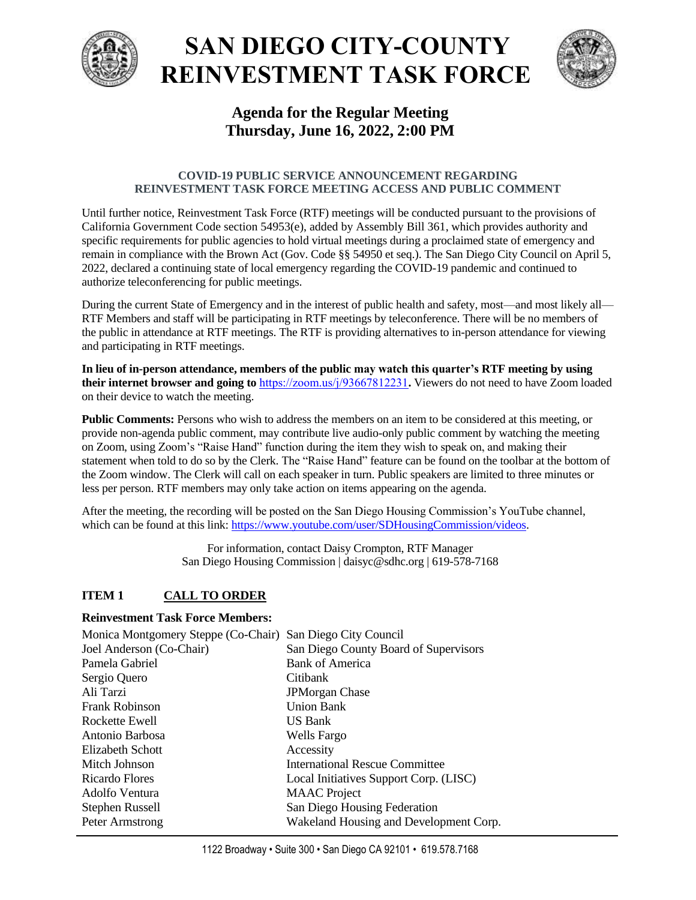# SAN DIEGO CITY-COUNTY REINVESTMENT TASK FORCE

## Agenda for the Regular Meeting
## Thursday, June 16, 2022, 2:00 PM

**COVID-19 PUBLIC SERVICE ANNOUNCEMENT REGARDING REINVESTMENT TASK FORCE MEETING ACCESS AND PUBLIC COMMENT**

Until further notice, Reinvestment Task Force (RTF) meetings will be conducted pursuant to the provisions of California Government Code section 54953(e), added by Assembly Bill 361, which provides authority and specific requirements for public agencies to hold virtual meetings during a proclaimed state of emergency and remain in compliance with the Brown Act (Gov. Code §§ 54950 et seq.). The San Diego City Council on April 5, 2022, declared a continuing state of local emergency regarding the COVID-19 pandemic and continued to authorize teleconferencing for public meetings.

During the current State of Emergency and in the interest of public health and safety, most—and most likely all—RTF Members and staff will be participating in RTF meetings by teleconference. There will be no members of the public in attendance at RTF meetings. The RTF is providing alternatives to in-person attendance for viewing and participating in RTF meetings.

**In lieu of in-person attendance, members of the public may watch this quarter's RTF meeting by using their internet browser and going to** https://zoom.us/j/93667812231**.** Viewers do not need to have Zoom loaded on their device to watch the meeting.

**Public Comments:** Persons who wish to address the members on an item to be considered at this meeting, or provide non-agenda public comment, may contribute live audio-only public comment by watching the meeting on Zoom, using Zoom's "Raise Hand" function during the item they wish to speak on, and making their statement when told to do so by the Clerk. The "Raise Hand" feature can be found on the toolbar at the bottom of the Zoom window. The Clerk will call on each speaker in turn. Public speakers are limited to three minutes or less per person. RTF members may only take action on items appearing on the agenda.

After the meeting, the recording will be posted on the San Diego Housing Commission's YouTube channel, which can be found at this link: https://www.youtube.com/user/SDHousingCommission/videos.

For information, contact Daisy Crompton, RTF Manager
San Diego Housing Commission | daisyc@sdhc.org | 619-578-7168

### ITEM 1 CALL TO ORDER

**Reinvestment Task Force Members:**

| | |
|---|---|
| Monica Montgomery Steppe (Co-Chair) | San Diego City Council |
| Joel Anderson (Co-Chair) | San Diego County Board of Supervisors |
| Pamela Gabriel | Bank of America |
| Sergio Quero | Citibank |
| Ali Tarzi | JPMorgan Chase |
| Frank Robinson | Union Bank |
| Rockette Ewell | US Bank |
| Antonio Barbosa | Wells Fargo |
| Elizabeth Schott | Accessity |
| Mitch Johnson | International Rescue Committee |
| Ricardo Flores | Local Initiatives Support Corp. (LISC) |
| Adolfo Ventura | MAAC Project |
| Stephen Russell | San Diego Housing Federation |
| Peter Armstrong | Wakeland Housing and Development Corp. |

1122 Broadway • Suite 300 • San Diego CA 92101 • 619.578.7168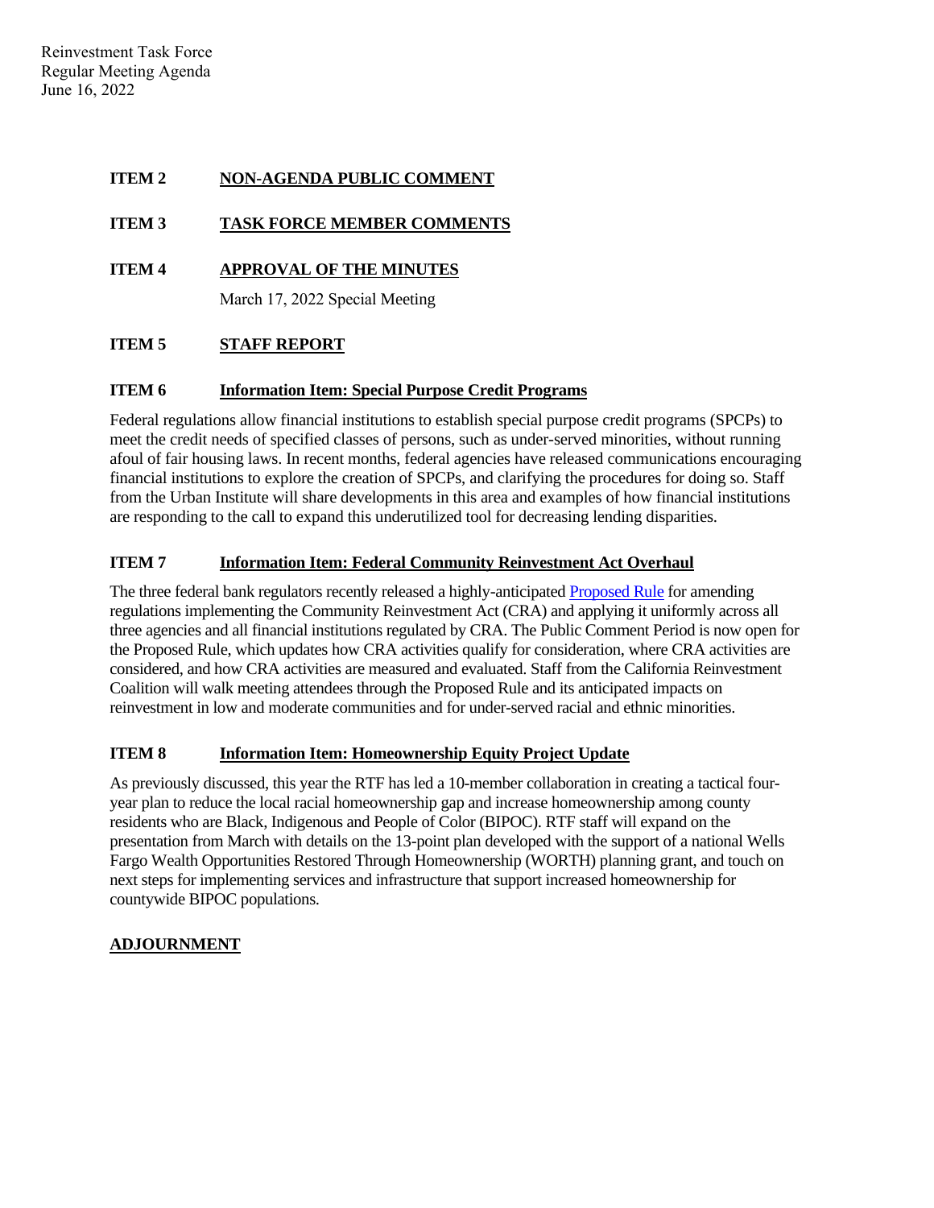**ITEM 2 NON-AGENDA PUBLIC COMMENT**

**ITEM 3 TASK FORCE MEMBER COMMENTS**

**ITEM 4 APPROVAL OF THE MINUTES**

March 17, 2022 Special Meeting

**ITEM 5 STAFF REPORT**

**ITEM 6 Information Item: Special Purpose Credit Programs**

Federal regulations allow financial institutions to establish special purpose credit programs (SPCPs) to meet the credit needs of specified classes of persons, such as under-served minorities, without running afoul of fair housing laws. In recent months, federal agencies have released communications encouraging financial institutions to explore the creation of SPCPs, and clarifying the procedures for doing so. Staff from the Urban Institute will share developments in this area and examples of how financial institutions are responding to the call to expand this underutilized tool for decreasing lending disparities.

**ITEM 7 Information Item: Federal Community Reinvestment Act Overhaul**

The three federal bank regulators recently released a highly-anticipated Proposed Rule for amending regulations implementing the Community Reinvestment Act (CRA) and applying it uniformly across all three agencies and all financial institutions regulated by CRA. The Public Comment Period is now open for the Proposed Rule, which updates how CRA activities qualify for consideration, where CRA activities are considered, and how CRA activities are measured and evaluated. Staff from the California Reinvestment Coalition will walk meeting attendees through the Proposed Rule and its anticipated impacts on reinvestment in low and moderate communities and for under-served racial and ethnic minorities.

**ITEM 8 Information Item: Homeownership Equity Project Update**

As previously discussed, this year the RTF has led a 10-member collaboration in creating a tactical four-year plan to reduce the local racial homeownership gap and increase homeownership among county residents who are Black, Indigenous and People of Color (BIPOC). RTF staff will expand on the presentation from March with details on the 13-point plan developed with the support of a national Wells Fargo Wealth Opportunities Restored Through Homeownership (WORTH) planning grant, and touch on next steps for implementing services and infrastructure that support increased homeownership for countywide BIPOC populations.

**ADJOURNMENT**